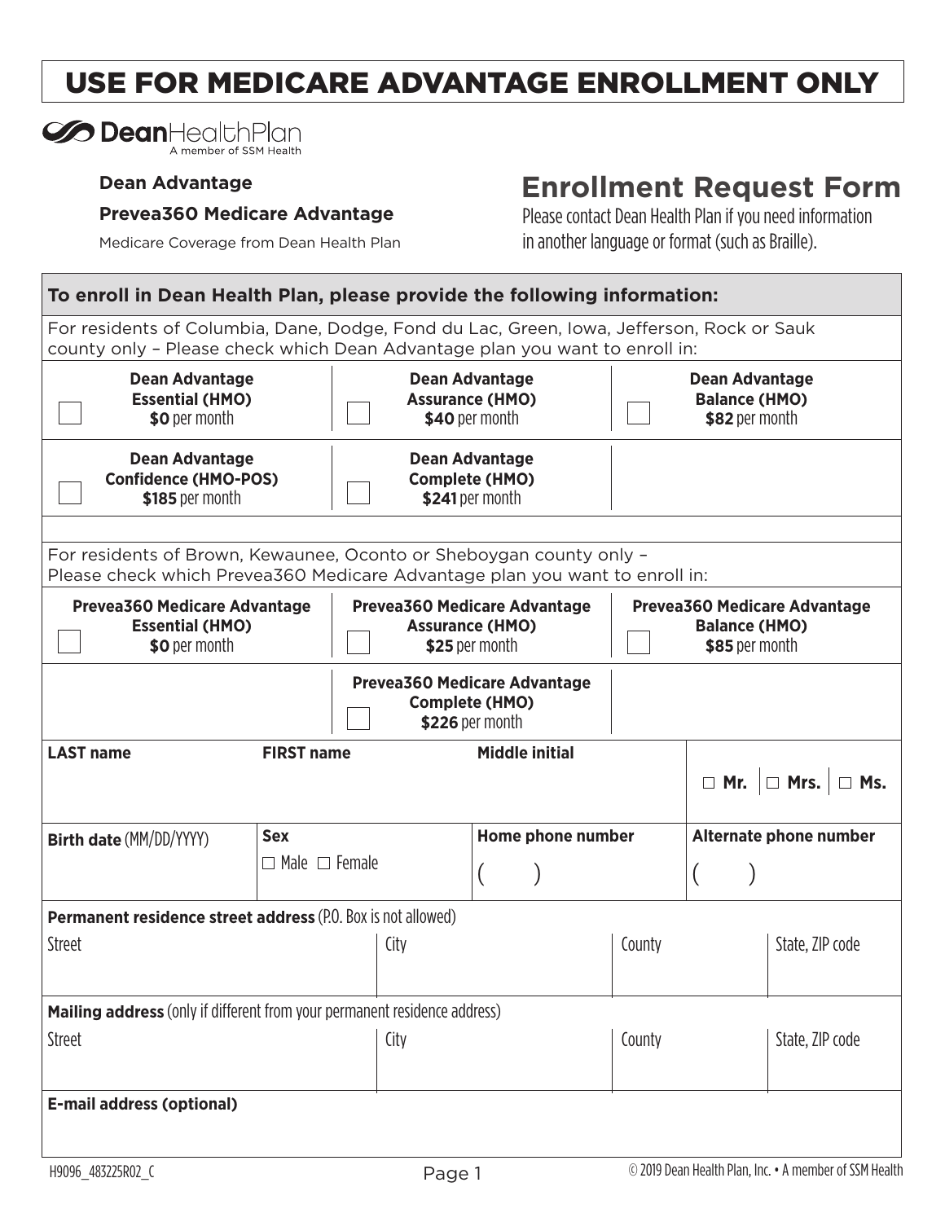# USE FOR MEDICARE ADVANTAGE ENROLLMENT ONLY

**Dean**HealthPlan
A member of SSM Health

**Dean Advantage**

**Prevea360 Medicare Advantage**

Medicare Coverage from Dean Health Plan

## Enrollment Request Form

Please contact Dean Health Plan if you need information in another language or format (such as Braille).

**To enroll in Dean Health Plan, please provide the following information:**

For residents of Columbia, Dane, Dodge, Fond du Lac, Green, Iowa, Jefferson, Rock or Sauk county only – Please check which Dean Advantage plan you want to enroll in:

| | | |
|---|---|---|
| ☐ **Dean Advantage Essential (HMO)** **$0** per month | ☐ **Dean Advantage Assurance (HMO)** **$40** per month | ☐ **Dean Advantage Balance (HMO)** **$82** per month |
| ☐ **Dean Advantage Confidence (HMO-POS)** **$185** per month | ☐ **Dean Advantage Complete (HMO)** **$241** per month | |

For residents of Brown, Kewaunee, Oconto or Sheboygan county only – Please check which Prevea360 Medicare Advantage plan you want to enroll in:

| | | |
|---|---|---|
| ☐ **Prevea360 Medicare Advantage Essential (HMO)** **$0** per month | ☐ **Prevea360 Medicare Advantage Assurance (HMO)** **$25** per month | ☐ **Prevea360 Medicare Advantage Balance (HMO)** **$85** per month |
| | ☐ **Prevea360 Medicare Advantage Complete (HMO)** **$226** per month | |

| **LAST name** | **FIRST name** | **Middle initial** | ☐ **Mr.** ☐ **Mrs.** ☐ **Ms.** |
|---|---|---|---|
| | | | |

| **Birth date** (MM/DD/YYYY) | **Sex** ☐ Male ☐ Female | **Home phone number** ( ) | **Alternate phone number** ( ) |
|---|---|---|---|
| | | | |

**Permanent residence street address** (P.O. Box is not allowed)

| Street | City | County | State, ZIP code |
|---|---|---|---|
| | | | |

**Mailing address** (only if different from your permanent residence address)

| Street | City | County | State, ZIP code |
|---|---|---|---|
| | | | |

**E-mail address (optional)**

H9096_483225R02_C

© 2019 Dean Health Plan, Inc. • A member of SSM Health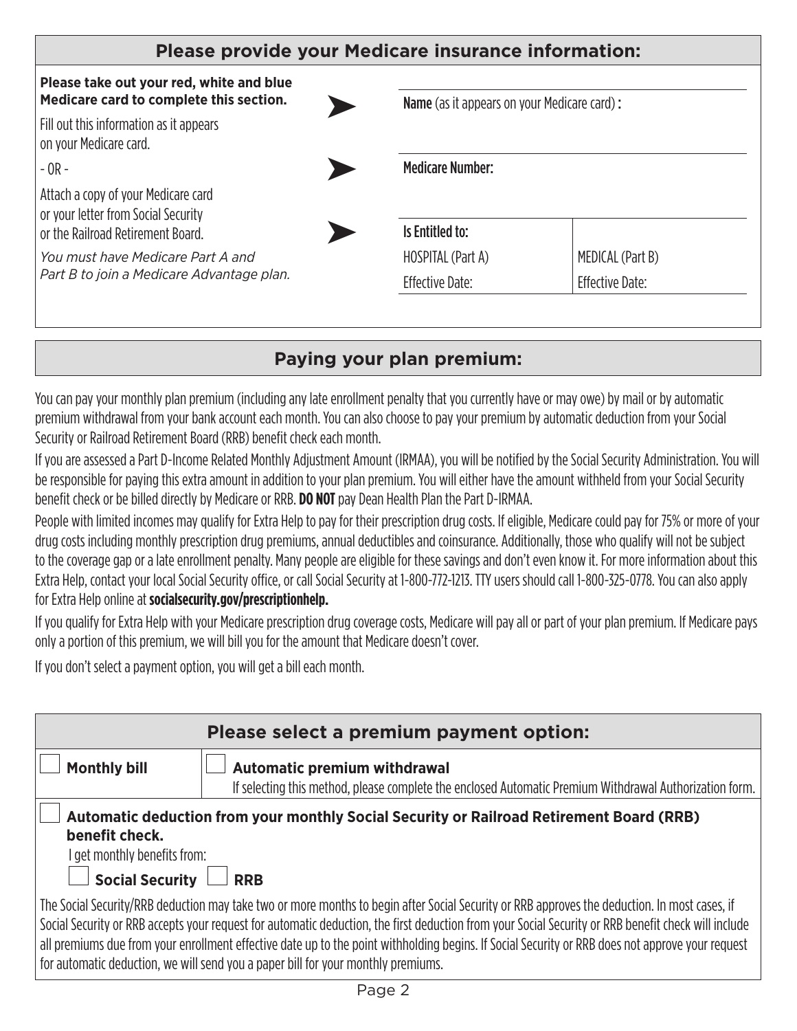## Please provide your Medicare insurance information:

**Please take out your red, white and blue Medicare card to complete this section.**

Fill out this information as it appears on your Medicare card.

\- OR -

Attach a copy of your Medicare card or your letter from Social Security or the Railroad Retirement Board.

*You must have Medicare Part A and Part B to join a Medicare Advantage plan.*

**Name** (as it appears on your Medicare card) **:**

Medicare Number:

| Is Entitled to: | |
|---|---|
| HOSPITAL (Part A) | MEDICAL (Part B) |
| Effective Date: | Effective Date: |

## Paying your plan premium:

You can pay your monthly plan premium (including any late enrollment penalty that you currently have or may owe) by mail or by automatic premium withdrawal from your bank account each month. You can also choose to pay your premium by automatic deduction from your Social Security or Railroad Retirement Board (RRB) benefit check each month.

If you are assessed a Part D-Income Related Monthly Adjustment Amount (IRMAA), you will be notified by the Social Security Administration. You will be responsible for paying this extra amount in addition to your plan premium. You will either have the amount withheld from your Social Security benefit check or be billed directly by Medicare or RRB. **DO NOT** pay Dean Health Plan the Part D-IRMAA.

People with limited incomes may qualify for Extra Help to pay for their prescription drug costs. If eligible, Medicare could pay for 75% or more of your drug costs including monthly prescription drug premiums, annual deductibles and coinsurance. Additionally, those who qualify will not be subject to the coverage gap or a late enrollment penalty. Many people are eligible for these savings and don't even know it. For more information about this Extra Help, contact your local Social Security office, or call Social Security at 1-800-772-1213. TTY users should call 1-800-325-0778. You can also apply for Extra Help online at **socialsecurity.gov/prescriptionhelp.**

If you qualify for Extra Help with your Medicare prescription drug coverage costs, Medicare will pay all or part of your plan premium. If Medicare pays only a portion of this premium, we will bill you for the amount that Medicare doesn't cover.

If you don't select a payment option, you will get a bill each month.

## Please select a premium payment option:

☐ **Monthly bill**

☐ **Automatic premium withdrawal**
If selecting this method, please complete the enclosed Automatic Premium Withdrawal Authorization form.

☐ **Automatic deduction from your monthly Social Security or Railroad Retirement Board (RRB) benefit check.**

I get monthly benefits from:

☐ **Social Security** ☐ **RRB**

The Social Security/RRB deduction may take two or more months to begin after Social Security or RRB approves the deduction. In most cases, if Social Security or RRB accepts your request for automatic deduction, the first deduction from your Social Security or RRB benefit check will include all premiums due from your enrollment effective date up to the point withholding begins. If Social Security or RRB does not approve your request for automatic deduction, we will send you a paper bill for your monthly premiums.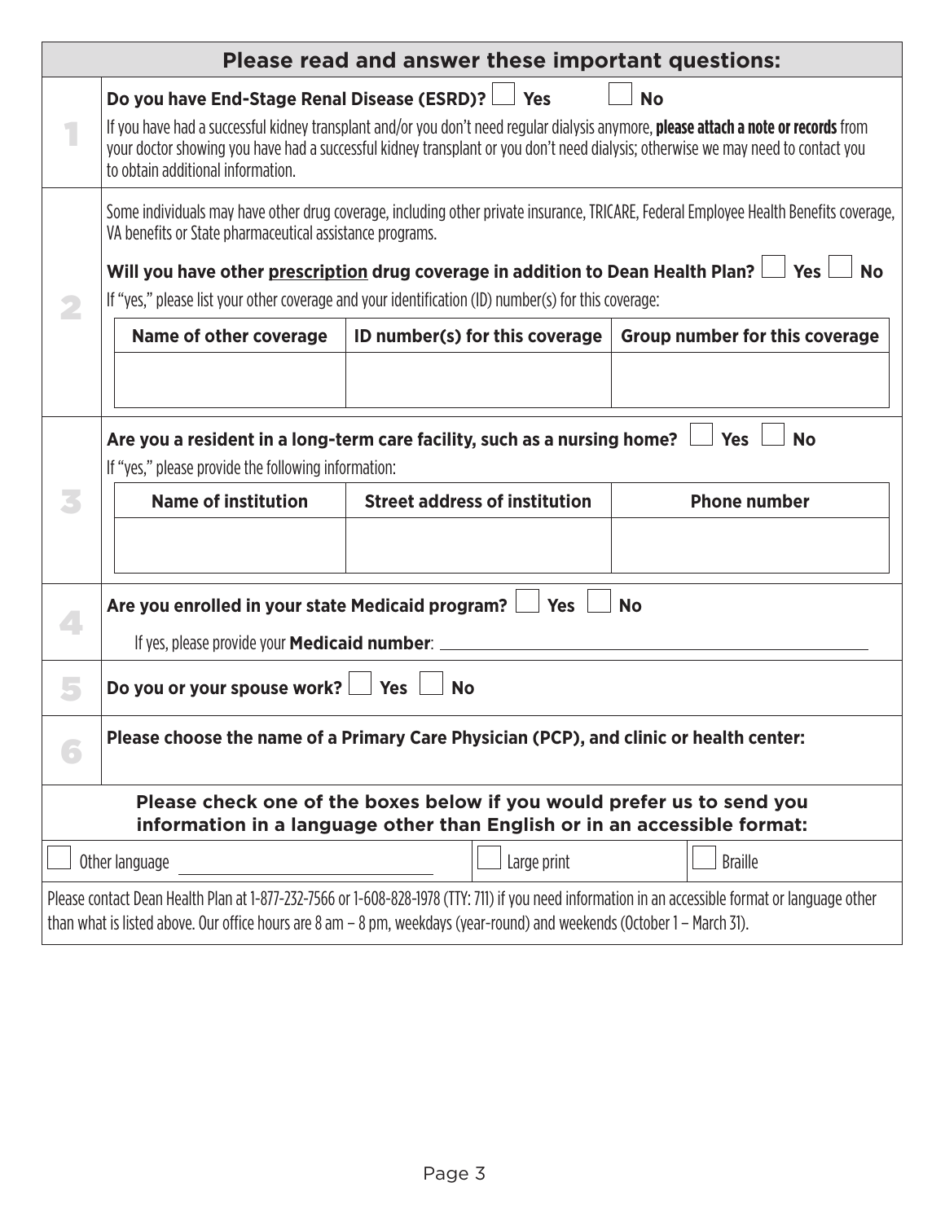## Please read and answer these important questions:

**1.** **Do you have End-Stage Renal Disease (ESRD)?** ☐ **Yes** ☐ **No**

If you have had a successful kidney transplant and/or you don't need regular dialysis anymore, **please attach a note or records** from your doctor showing you have had a successful kidney transplant or you don't need dialysis; otherwise we may need to contact you to obtain additional information.

**2.** Some individuals may have other drug coverage, including other private insurance, TRICARE, Federal Employee Health Benefits coverage, VA benefits or State pharmaceutical assistance programs.

**Will you have other prescription drug coverage in addition to Dean Health Plan?** ☐ **Yes** ☐ **No**

If "yes," please list your other coverage and your identification (ID) number(s) for this coverage:

| Name of other coverage | ID number(s) for this coverage | Group number for this coverage |
|---|---|---|
| | | |

**3.** **Are you a resident in a long-term care facility, such as a nursing home?** ☐ **Yes** ☐ **No**

If "yes," please provide the following information:

| Name of institution | Street address of institution | Phone number |
|---|---|---|
| | | |

**4.** **Are you enrolled in your state Medicaid program?** ☐ **Yes** ☐ **No**

If yes, please provide your **Medicaid number**: ____________________

**5.** **Do you or your spouse work?** ☐ **Yes** ☐ **No**

**6.** **Please choose the name of a Primary Care Physician (PCP), and clinic or health center:**

### Please check one of the boxes below if you would prefer us to send you information in a language other than English or in an accessible format:

☐ Other language ____________________ ☐ Large print ☐ Braille

Please contact Dean Health Plan at 1-877-232-7566 or 1-608-828-1978 (TTY: 711) if you need information in an accessible format or language other than what is listed above. Our office hours are 8 am – 8 pm, weekdays (year-round) and weekends (October 1 – March 31).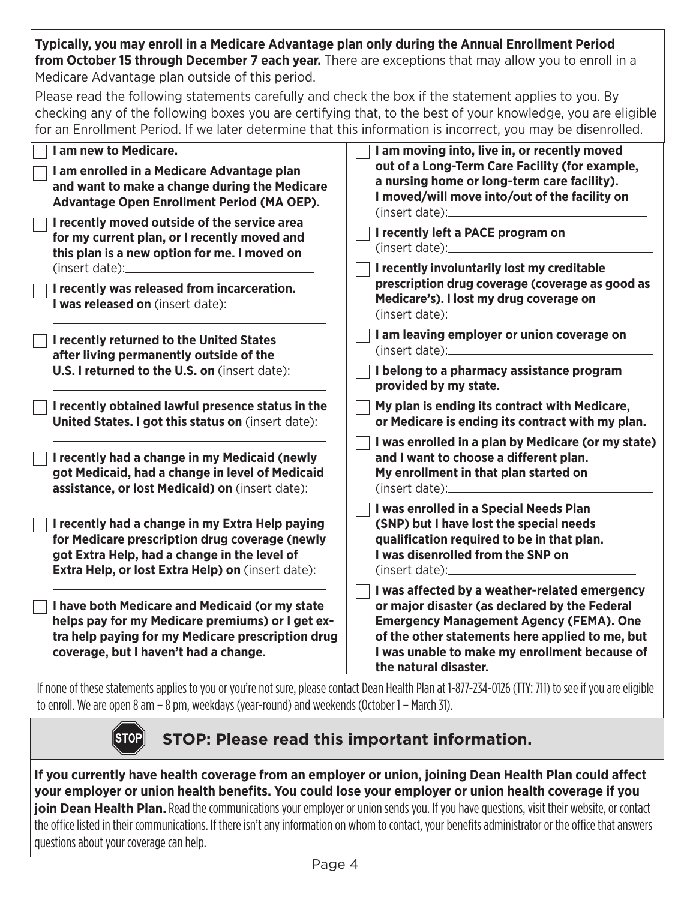**Typically, you may enroll in a Medicare Advantage plan only during the Annual Enrollment Period from October 15 through December 7 each year.** There are exceptions that may allow you to enroll in a Medicare Advantage plan outside of this period.

Please read the following statements carefully and check the box if the statement applies to you. By checking any of the following boxes you are certifying that, to the best of your knowledge, you are eligible for an Enrollment Period. If we later determine that this information is incorrect, you may be disenrolled.

- ☐ **I am new to Medicare.**
- ☐ **I am enrolled in a Medicare Advantage plan and want to make a change during the Medicare Advantage Open Enrollment Period (MA OEP).**
- ☐ **I recently moved outside of the service area for my current plan, or I recently moved and this plan is a new option for me. I moved on** (insert date): ______________________
- ☐ **I recently was released from incarceration. I was released on** (insert date): ______________________
- ☐ **I recently returned to the United States after living permanently outside of the U.S. I returned to the U.S. on** (insert date): ______________________
- ☐ **I recently obtained lawful presence status in the United States. I got this status on** (insert date): ______________________
- ☐ **I recently had a change in my Medicaid (newly got Medicaid, had a change in level of Medicaid assistance, or lost Medicaid) on** (insert date): ______________________
- ☐ **I recently had a change in my Extra Help paying for Medicare prescription drug coverage (newly got Extra Help, had a change in the level of Extra Help, or lost Extra Help) on** (insert date): ______________________
- ☐ **I have both Medicare and Medicaid (or my state helps pay for my Medicare premiums) or I get extra help paying for my Medicare prescription drug coverage, but I haven't had a change.**
- ☐ **I am moving into, live in, or recently moved out of a Long-Term Care Facility (for example, a nursing home or long-term care facility). I moved/will move into/out of the facility on** (insert date): ______________________
- ☐ **I recently left a PACE program on** (insert date): ______________________
- ☐ **I recently involuntarily lost my creditable prescription drug coverage (coverage as good as Medicare's). I lost my drug coverage on** (insert date): ______________________
- ☐ **I am leaving employer or union coverage on** (insert date): ______________________
- ☐ **I belong to a pharmacy assistance program provided by my state.**
- ☐ **My plan is ending its contract with Medicare, or Medicare is ending its contract with my plan.**
- ☐ **I was enrolled in a plan by Medicare (or my state) and I want to choose a different plan. My enrollment in that plan started on** (insert date): ______________________
- ☐ **I was enrolled in a Special Needs Plan (SNP) but I have lost the special needs qualification required to be in that plan. I was disenrolled from the SNP on** (insert date): ______________________
- ☐ **I was affected by a weather-related emergency or major disaster (as declared by the Federal Emergency Management Agency (FEMA). One of the other statements here applied to me, but I was unable to make my enrollment because of the natural disaster.**

If none of these statements applies to you or you're not sure, please contact Dean Health Plan at 1-877-234-0126 (TTY: 711) to see if you are eligible to enroll. We are open 8 am – 8 pm, weekdays (year-round) and weekends (October 1 – March 31).

## STOP: Please read this important information.

**If you currently have health coverage from an employer or union, joining Dean Health Plan could affect your employer or union health benefits. You could lose your employer or union health coverage if you join Dean Health Plan.** Read the communications your employer or union sends you. If you have questions, visit their website, or contact the office listed in their communications. If there isn't any information on whom to contact, your benefits administrator or the office that answers questions about your coverage can help.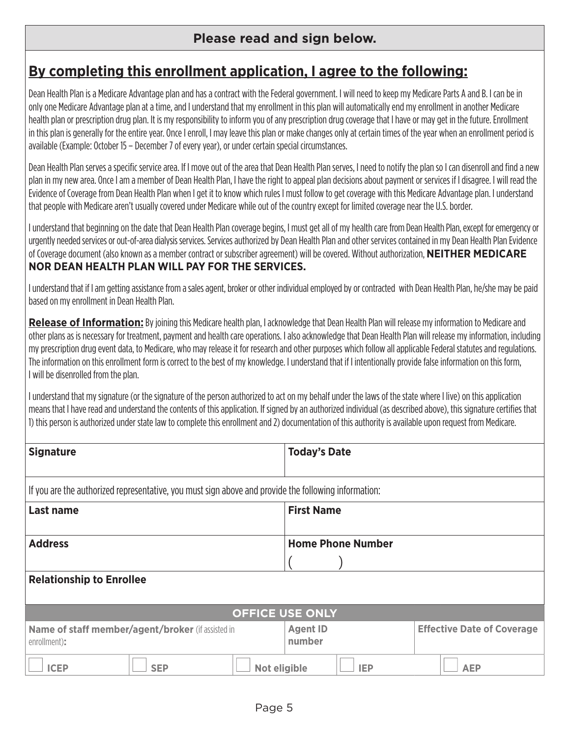## Please read and sign below.

## By completing this enrollment application, I agree to the following:

Dean Health Plan is a Medicare Advantage plan and has a contract with the Federal government. I will need to keep my Medicare Parts A and B. I can be in only one Medicare Advantage plan at a time, and I understand that my enrollment in this plan will automatically end my enrollment in another Medicare health plan or prescription drug plan. It is my responsibility to inform you of any prescription drug coverage that I have or may get in the future. Enrollment in this plan is generally for the entire year. Once I enroll, I may leave this plan or make changes only at certain times of the year when an enrollment period is available (Example: October 15 – December 7 of every year), or under certain special circumstances.

Dean Health Plan serves a specific service area. If I move out of the area that Dean Health Plan serves, I need to notify the plan so I can disenroll and find a new plan in my new area. Once I am a member of Dean Health Plan, I have the right to appeal plan decisions about payment or services if I disagree. I will read the Evidence of Coverage from Dean Health Plan when I get it to know which rules I must follow to get coverage with this Medicare Advantage plan. I understand that people with Medicare aren't usually covered under Medicare while out of the country except for limited coverage near the U.S. border.

I understand that beginning on the date that Dean Health Plan coverage begins, I must get all of my health care from Dean Health Plan, except for emergency or urgently needed services or out-of-area dialysis services. Services authorized by Dean Health Plan and other services contained in my Dean Health Plan Evidence of Coverage document (also known as a member contract or subscriber agreement) will be covered. Without authorization, **NEITHER MEDICARE NOR DEAN HEALTH PLAN WILL PAY FOR THE SERVICES.**

I understand that if I am getting assistance from a sales agent, broker or other individual employed by or contracted with Dean Health Plan, he/she may be paid based on my enrollment in Dean Health Plan.

**Release of Information:** By joining this Medicare health plan, I acknowledge that Dean Health Plan will release my information to Medicare and other plans as is necessary for treatment, payment and health care operations. I also acknowledge that Dean Health Plan will release my information, including my prescription drug event data, to Medicare, who may release it for research and other purposes which follow all applicable Federal statutes and regulations. The information on this enrollment form is correct to the best of my knowledge. I understand that if I intentionally provide false information on this form, I will be disenrolled from the plan.

I understand that my signature (or the signature of the person authorized to act on my behalf under the laws of the state where I live) on this application means that I have read and understand the contents of this application. If signed by an authorized individual (as described above), this signature certifies that 1) this person is authorized under state law to complete this enrollment and 2) documentation of this authority is available upon request from Medicare.

| | |
|---|---|
| **Signature** | **Today's Date** |

If you are the authorized representative, you must sign above and provide the following information:

| | |
|---|---|
| **Last name** | **First Name** |
| **Address** | **Home Phone Number** ( ) |
| **Relationship to Enrollee** | |

**OFFICE USE ONLY**

| | | |
|---|---|---|
| **Name of staff member/agent/broker** (if assisted in enrollment): | **Agent ID number** | **Effective Date of Coverage** |

☐ ICEP ☐ SEP ☐ Not eligible ☐ IEP ☐ AEP